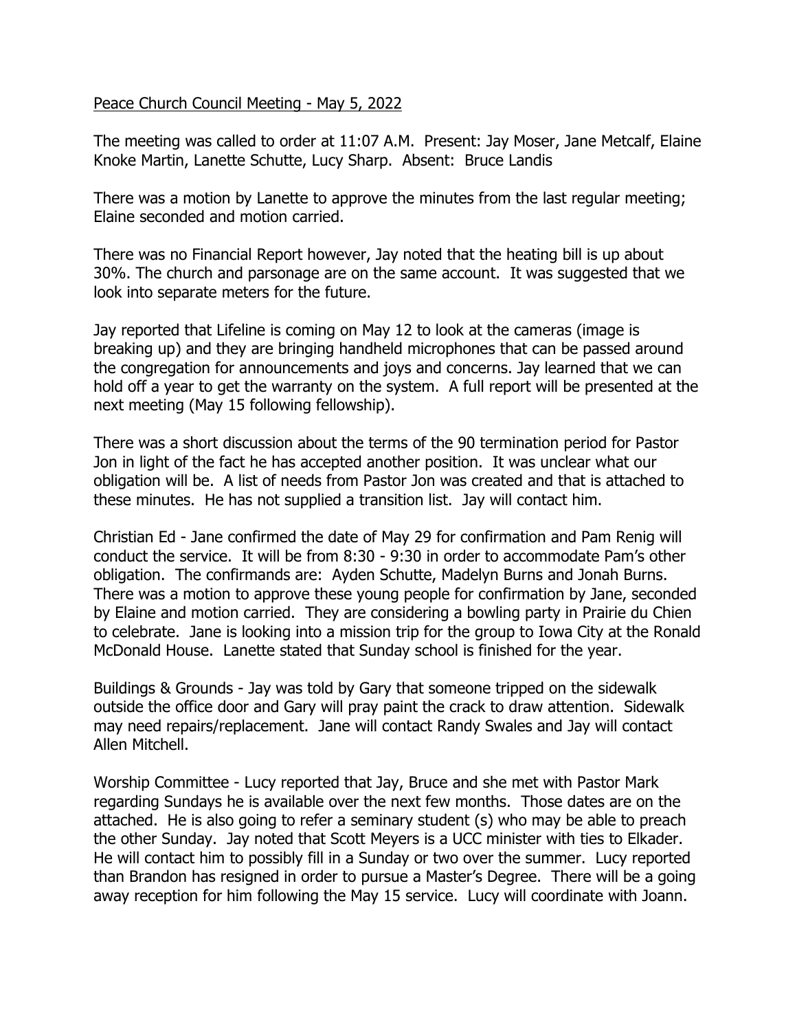<u>Peace Church Council Meeting - May 5, 2022</u>

The meeting was called to order at 11:07 A.M. Present: Jay Moser, Jane Metcalf, Elaine Knoke Martin, Lanette Schutte, Lucy Sharp. Absent: Bruce Landis

There was a motion by Lanette to approve the minutes from the last regular meeting; Elaine seconded and motion carried.

There was no Financial Report however, Jay noted that the heating bill is up about 30%. The church and parsonage are on the same account. It was suggested that we look into separate meters for the future.

Jay reported that Lifeline is coming on May 12 to look at the cameras (image is breaking up) and they are bringing handheld microphones that can be passed around the congregation for announcements and joys and concerns. Jay learned that we can hold off a year to get the warranty on the system. A full report will be presented at the next meeting (May 15 following fellowship).

There was a short discussion about the terms of the 90 termination period for Pastor Jon in light of the fact he has accepted another position. It was unclear what our obligation will be. A list of needs from Pastor Jon was created and that is attached to these minutes. He has not supplied a transition list. Jay will contact him.

Christian Ed - Jane confirmed the date of May 29 for confirmation and Pam Renig will conduct the service. It will be from 8:30 - 9:30 in order to accommodate Pam's other obligation. The confirmands are: Ayden Schutte, Madelyn Burns and Jonah Burns. There was a motion to approve these young people for confirmation by Jane, seconded by Elaine and motion carried. They are considering a bowling party in Prairie du Chien to celebrate. Jane is looking into a mission trip for the group to Iowa City at the Ronald McDonald House. Lanette stated that Sunday school is finished for the year.

Buildings & Grounds - Jay was told by Gary that someone tripped on the sidewalk outside the office door and Gary will pray paint the crack to draw attention. Sidewalk may need repairs/replacement. Jane will contact Randy Swales and Jay will contact Allen Mitchell.

Worship Committee - Lucy reported that Jay, Bruce and she met with Pastor Mark regarding Sundays he is available over the next few months. Those dates are on the attached. He is also going to refer a seminary student (s) who may be able to preach the other Sunday. Jay noted that Scott Meyers is a UCC minister with ties to Elkader. He will contact him to possibly fill in a Sunday or two over the summer. Lucy reported than Brandon has resigned in order to pursue a Master's Degree. There will be a going away reception for him following the May 15 service. Lucy will coordinate with Joann.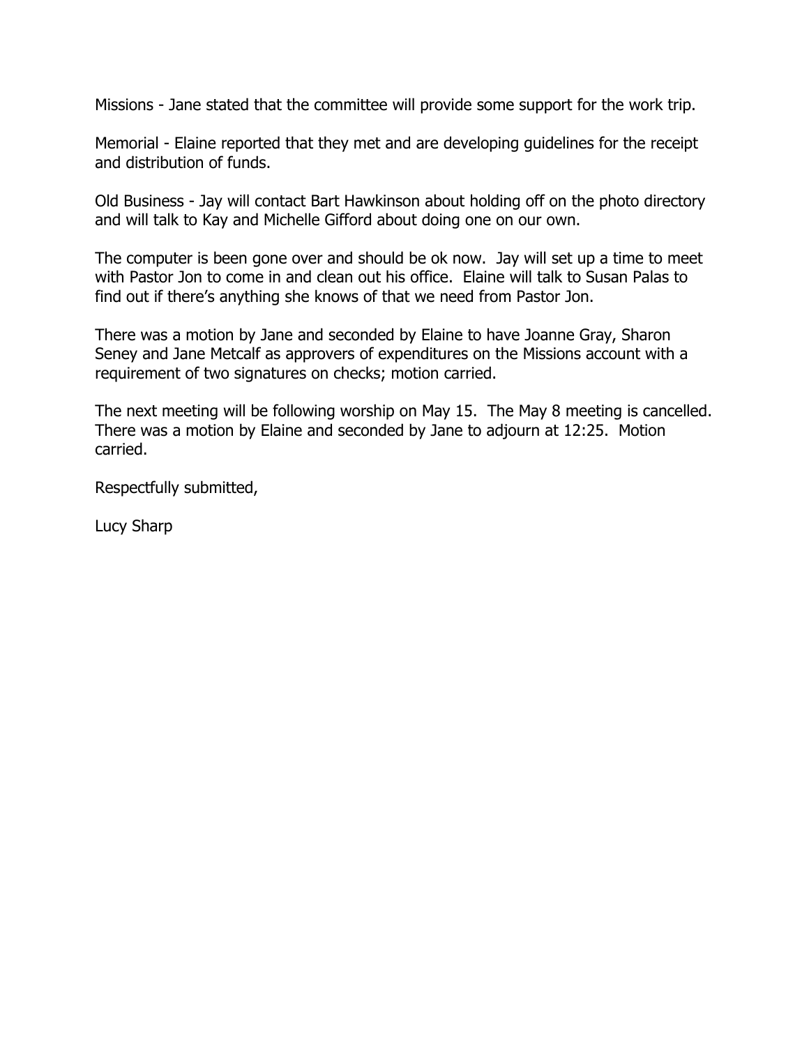Missions - Jane stated that the committee will provide some support for the work trip.

Memorial - Elaine reported that they met and are developing guidelines for the receipt and distribution of funds.

Old Business - Jay will contact Bart Hawkinson about holding off on the photo directory and will talk to Kay and Michelle Gifford about doing one on our own.

The computer is been gone over and should be ok now. Jay will set up a time to meet with Pastor Jon to come in and clean out his office. Elaine will talk to Susan Palas to find out if there's anything she knows of that we need from Pastor Jon.

There was a motion by Jane and seconded by Elaine to have Joanne Gray, Sharon Seney and Jane Metcalf as approvers of expenditures on the Missions account with a requirement of two signatures on checks; motion carried.

The next meeting will be following worship on May 15. The May 8 meeting is cancelled. There was a motion by Elaine and seconded by Jane to adjourn at 12:25. Motion carried.

Respectfully submitted,

Lucy Sharp